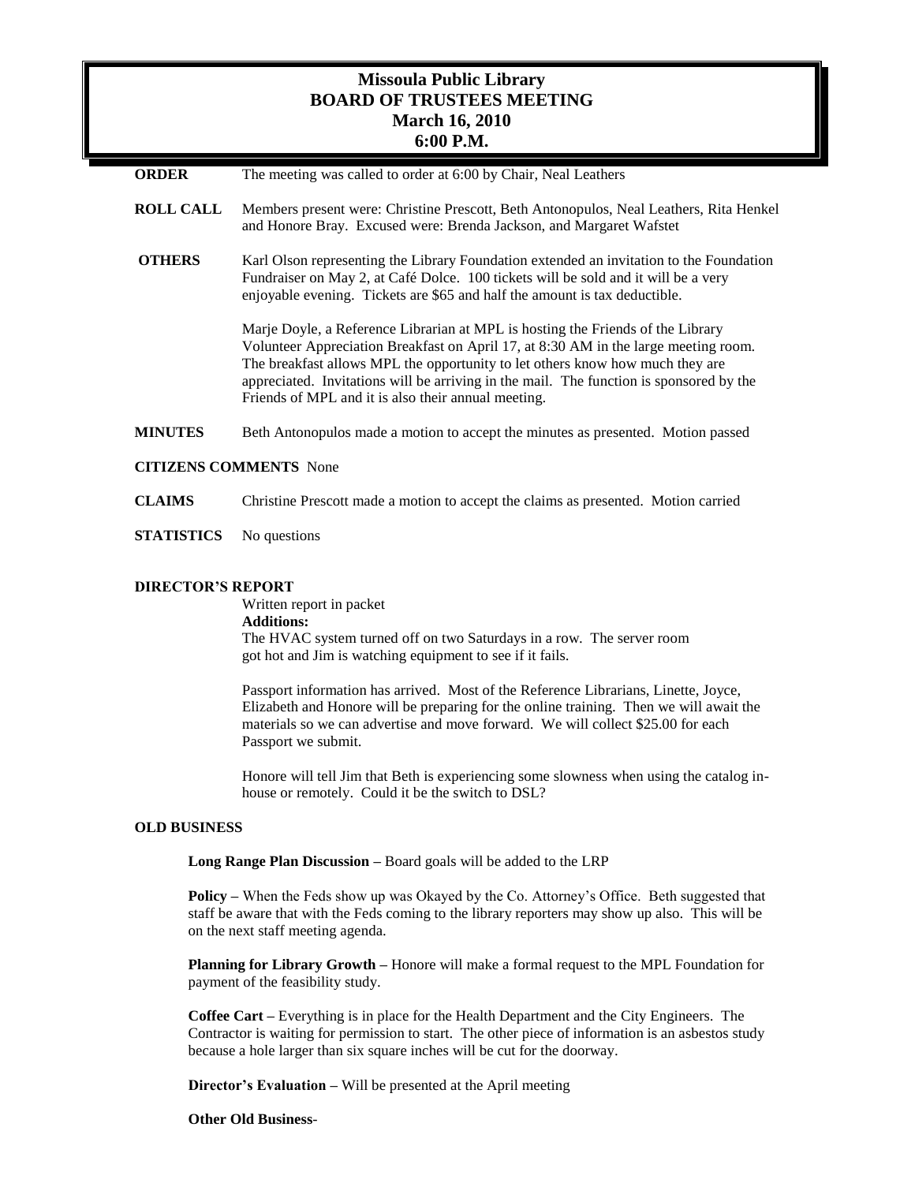# Missoula Public Library
## BOARD OF TRUSTEES MEETING
## March 16, 2010
## 6:00 P.M.

**ORDER** The meeting was called to order at 6:00 by Chair, Neal Leathers

**ROLL CALL** Members present were: Christine Prescott, Beth Antonopulos, Neal Leathers, Rita Henkel and Honore Bray. Excused were: Brenda Jackson, and Margaret Wafstet

**OTHERS** Karl Olson representing the Library Foundation extended an invitation to the Foundation Fundraiser on May 2, at Café Dolce. 100 tickets will be sold and it will be a very enjoyable evening. Tickets are $65 and half the amount is tax deductible.

Marje Doyle, a Reference Librarian at MPL is hosting the Friends of the Library Volunteer Appreciation Breakfast on April 17, at 8:30 AM in the large meeting room. The breakfast allows MPL the opportunity to let others know how much they are appreciated. Invitations will be arriving in the mail. The function is sponsored by the Friends of MPL and it is also their annual meeting.

**MINUTES** Beth Antonopulos made a motion to accept the minutes as presented. Motion passed

**CITIZENS COMMENTS** None

**CLAIMS** Christine Prescott made a motion to accept the claims as presented. Motion carried

**STATISTICS** No questions

**DIRECTOR'S REPORT**

Written report in packet

**Additions:**

The HVAC system turned off on two Saturdays in a row. The server room got hot and Jim is watching equipment to see if it fails.

Passport information has arrived. Most of the Reference Librarians, Linette, Joyce, Elizabeth and Honore will be preparing for the online training. Then we will await the materials so we can advertise and move forward. We will collect $25.00 for each Passport we submit.

Honore will tell Jim that Beth is experiencing some slowness when using the catalog in-house or remotely. Could it be the switch to DSL?

**OLD BUSINESS**

**Long Range Plan Discussion –** Board goals will be added to the LRP

**Policy –** When the Feds show up was Okayed by the Co. Attorney's Office. Beth suggested that staff be aware that with the Feds coming to the library reporters may show up also. This will be on the next staff meeting agenda.

**Planning for Library Growth –** Honore will make a formal request to the MPL Foundation for payment of the feasibility study.

**Coffee Cart –** Everything is in place for the Health Department and the City Engineers. The Contractor is waiting for permission to start. The other piece of information is an asbestos study because a hole larger than six square inches will be cut for the doorway.

**Director's Evaluation –** Will be presented at the April meeting

**Other Old Business**-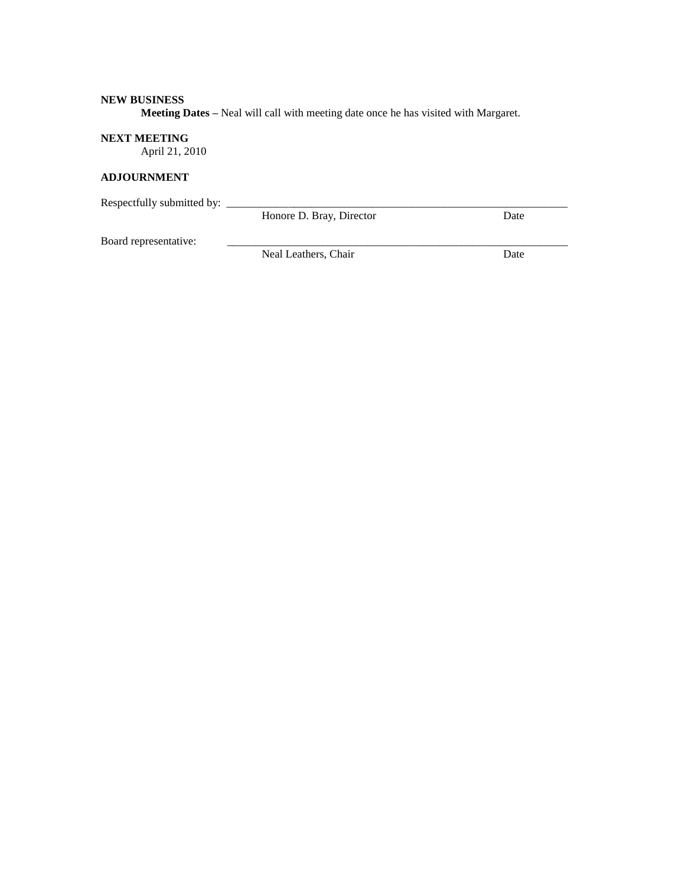**NEW BUSINESS**

**Meeting Dates –** Neal will call with meeting date once he has visited with Margaret.

**NEXT MEETING**

April 21, 2010

**ADJOURNMENT**

Respectfully submitted by: ____________________________________________

Honore D. Bray, Director    Date

Board representative: ____________________________________________

Neal Leathers, Chair    Date